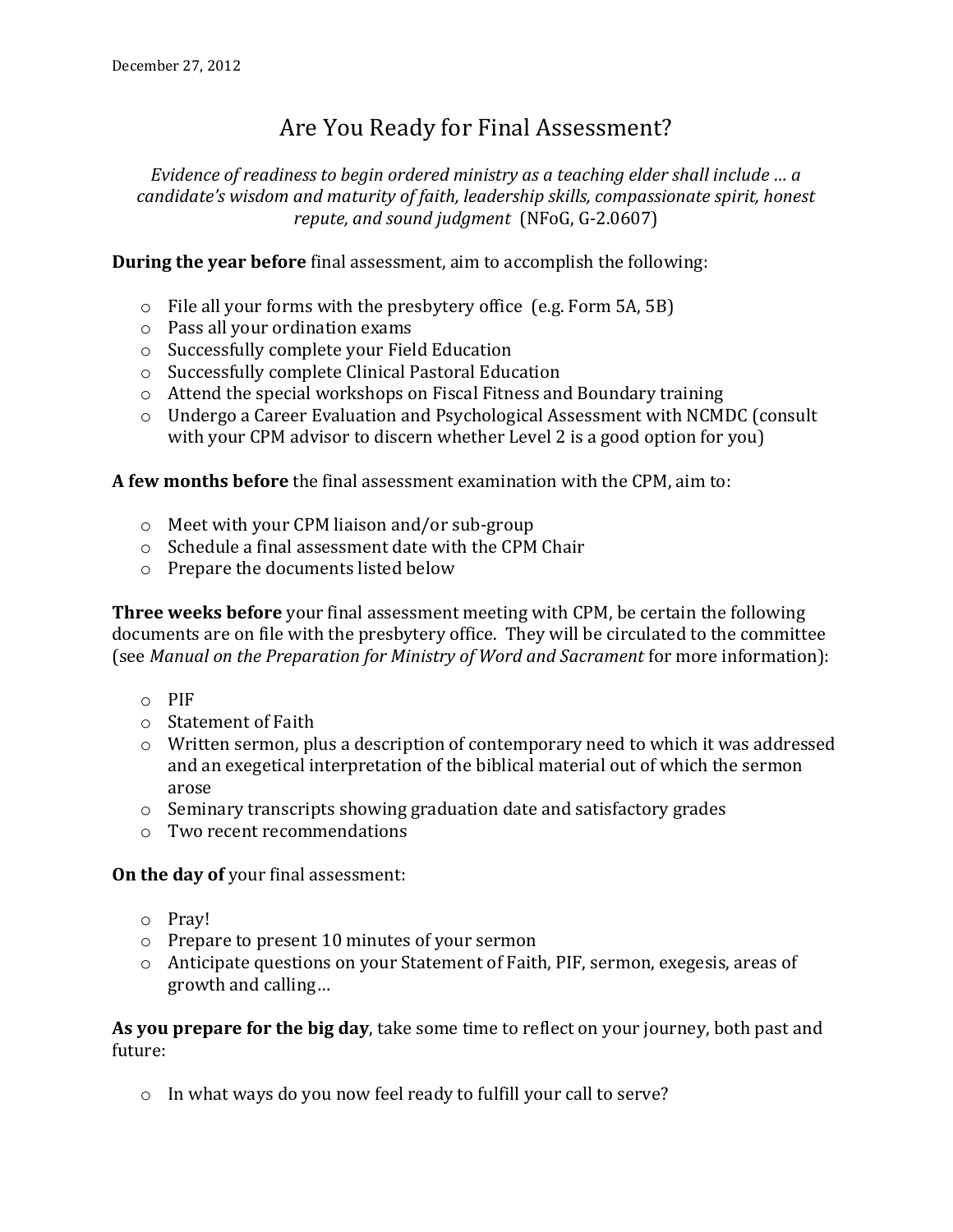December 27, 2012

# Are You Ready for Final Assessment?

*Evidence of readiness to begin ordered ministry as a teaching elder shall include … a candidate's wisdom and maturity of faith, leadership skills, compassionate spirit, honest repute, and sound judgment* (NFoG, G-2.0607)

**During the year before** final assessment, aim to accomplish the following:

- File all your forms with the presbytery office (e.g. Form 5A, 5B)
- Pass all your ordination exams
- Successfully complete your Field Education
- Successfully complete Clinical Pastoral Education
- Attend the special workshops on Fiscal Fitness and Boundary training
- Undergo a Career Evaluation and Psychological Assessment with NCMDC (consult with your CPM advisor to discern whether Level 2 is a good option for you)

**A few months before** the final assessment examination with the CPM, aim to:

- Meet with your CPM liaison and/or sub-group
- Schedule a final assessment date with the CPM Chair
- Prepare the documents listed below

**Three weeks before** your final assessment meeting with CPM, be certain the following documents are on file with the presbytery office. They will be circulated to the committee (see *Manual on the Preparation for Ministry of Word and Sacrament* for more information):

- PIF
- Statement of Faith
- Written sermon, plus a description of contemporary need to which it was addressed and an exegetical interpretation of the biblical material out of which the sermon arose
- Seminary transcripts showing graduation date and satisfactory grades
- Two recent recommendations

**On the day of** your final assessment:

- Pray!
- Prepare to present 10 minutes of your sermon
- Anticipate questions on your Statement of Faith, PIF, sermon, exegesis, areas of growth and calling…

**As you prepare for the big day**, take some time to reflect on your journey, both past and future:

- In what ways do you now feel ready to fulfill your call to serve?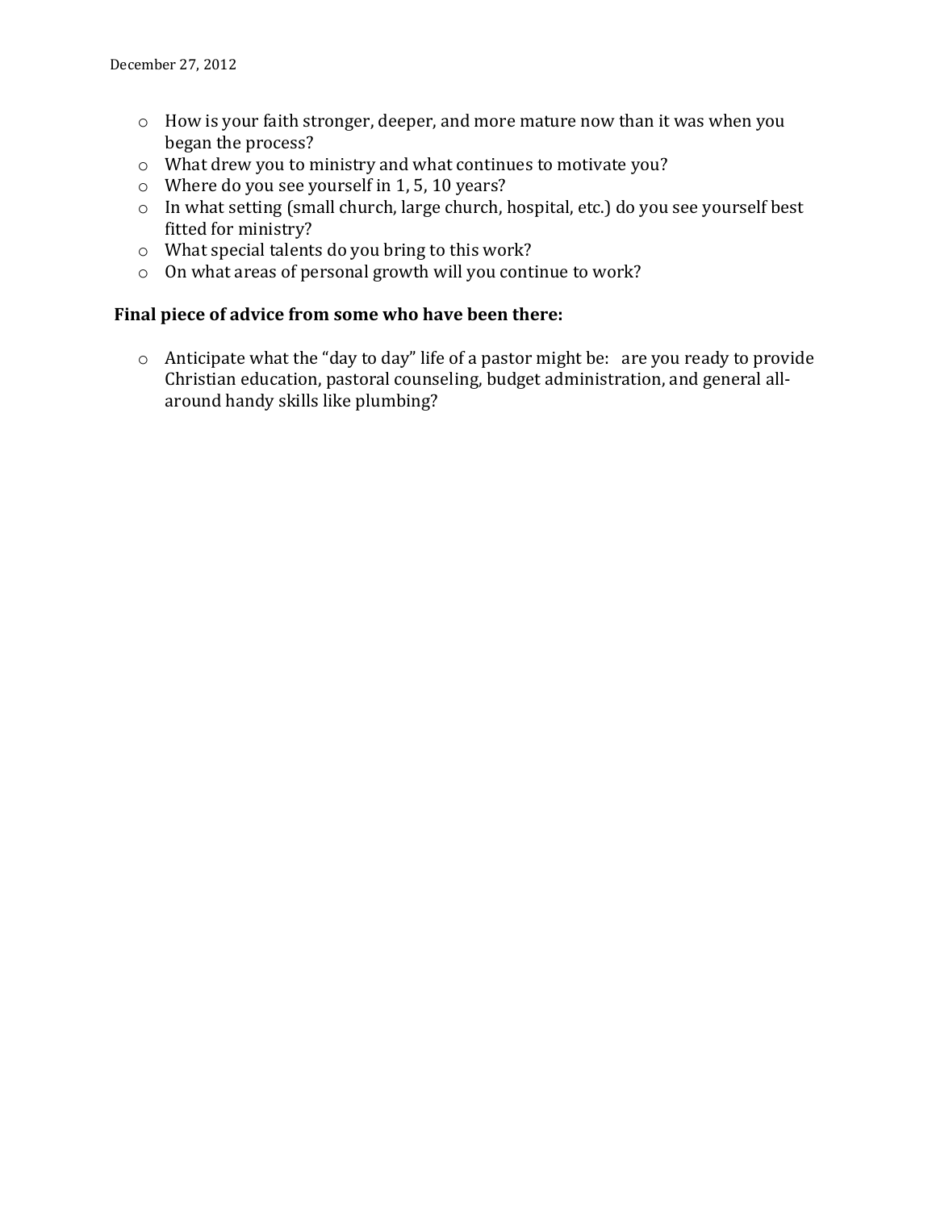- How is your faith stronger, deeper, and more mature now than it was when you began the process?
- What drew you to ministry and what continues to motivate you?
- Where do you see yourself in 1, 5, 10 years?
- In what setting (small church, large church, hospital, etc.) do you see yourself best fitted for ministry?
- What special talents do you bring to this work?
- On what areas of personal growth will you continue to work?

**Final piece of advice from some who have been there:**

- Anticipate what the "day to day" life of a pastor might be: are you ready to provide Christian education, pastoral counseling, budget administration, and general all-around handy skills like plumbing?